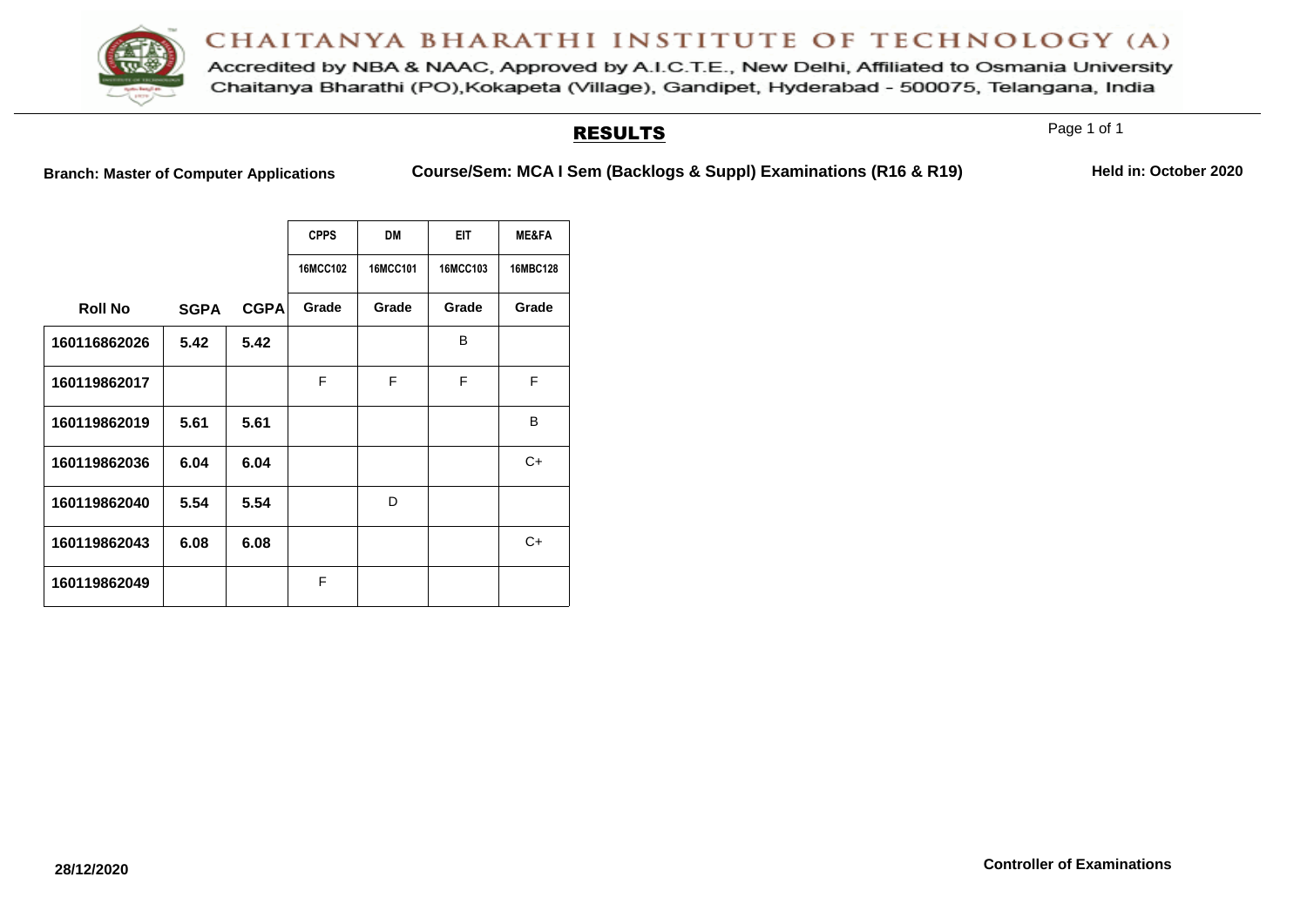# CHAITANYA BHARATHI INSTITUTE OF TECHNOLOGY (A)

Accredited by NBA & NAAC, Approved by A.I.C.T.E., New Delhi, Affiliated to Osmania University
Chaitanya Bharathi (PO),Kokapeta (Village), Gandipet, Hyderabad - 500075, Telangana, India

## RESULTS

**Branch: Master of Computer Applications** **Course/Sem: MCA I Sem (Backlogs & Suppl) Examinations (R16 & R19)** **Held in: October 2020**

| | | | CPPS | DM | EIT | ME&FA |
|---|---|---|---|---|---|---|
| | | | 16MCC102 | 16MCC101 | 16MCC103 | 16MBC128 |
| **Roll No** | **SGPA** | **CGPA** | **Grade** | **Grade** | **Grade** | **Grade** |
| **160116862026** | **5.42** | **5.42** | | | B | |
| **160119862017** | | | F | F | F | F |
| **160119862019** | **5.61** | **5.61** | | | | B |
| **160119862036** | **6.04** | **6.04** | | | | C+ |
| **160119862040** | **5.54** | **5.54** | | D | | |
| **160119862043** | **6.08** | **6.08** | | | | C+ |
| **160119862049** | | | F | | | |

**28/12/2020** **Controller of Examinations**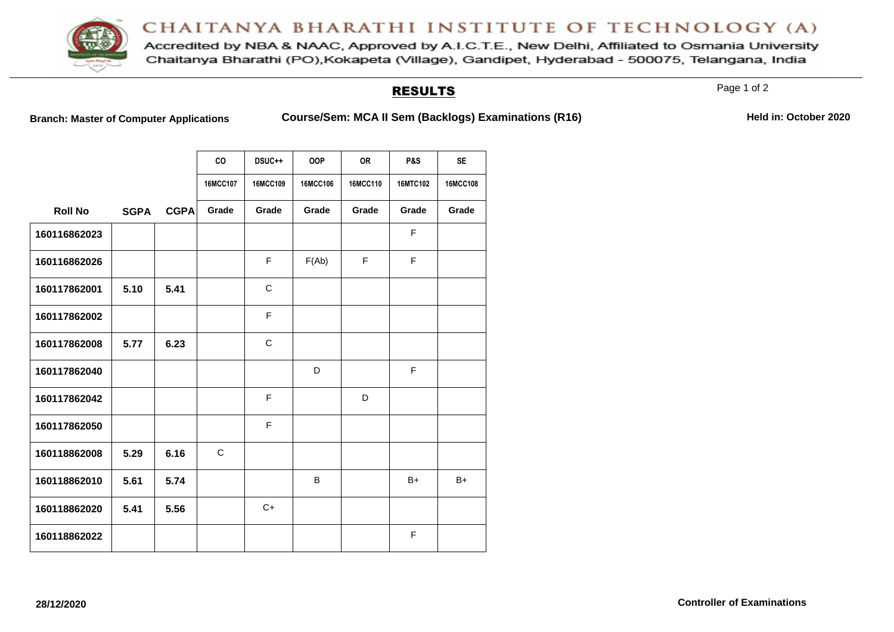# CHAITANYA BHARATHI INSTITUTE OF TECHNOLOGY (A)

Accredited by NBA & NAAC, Approved by A.I.C.T.E., New Delhi, Affiliated to Osmania University
Chaitanya Bharathi (PO),Kokapeta (Village), Gandipet, Hyderabad - 500075, Telangana, India

## RESULTS

**Branch: Master of Computer Applications** **Course/Sem: MCA II Sem (Backlogs) Examinations (R16)** **Held in: October 2020**

| | | | CO | DSUC++ | OOP | OR | P&S | SE |
|---|---|---|---|---|---|---|---|---|
| | | | 16MCC107 | 16MCC109 | 16MCC106 | 16MCC110 | 16MTC102 | 16MCC108 |
| **Roll No** | **SGPA** | **CGPA** | **Grade** | **Grade** | **Grade** | **Grade** | **Grade** | **Grade** |
| **160116862023** | | | | | | | F | |
| **160116862026** | | | | F | F(Ab) | F | F | |
| **160117862001** | **5.10** | **5.41** | | C | | | | |
| **160117862002** | | | | F | | | | |
| **160117862008** | **5.77** | **6.23** | | C | | | | |
| **160117862040** | | | | | D | | F | |
| **160117862042** | | | | F | | D | | |
| **160117862050** | | | | F | | | | |
| **160118862008** | **5.29** | **6.16** | C | | | | | |
| **160118862010** | **5.61** | **5.74** | | | B | | B+ | B+ |
| **160118862020** | **5.41** | **5.56** | | C+ | | | | |
| **160118862022** | | | | | | | F | |

**28/12/2020** **Controller of Examinations**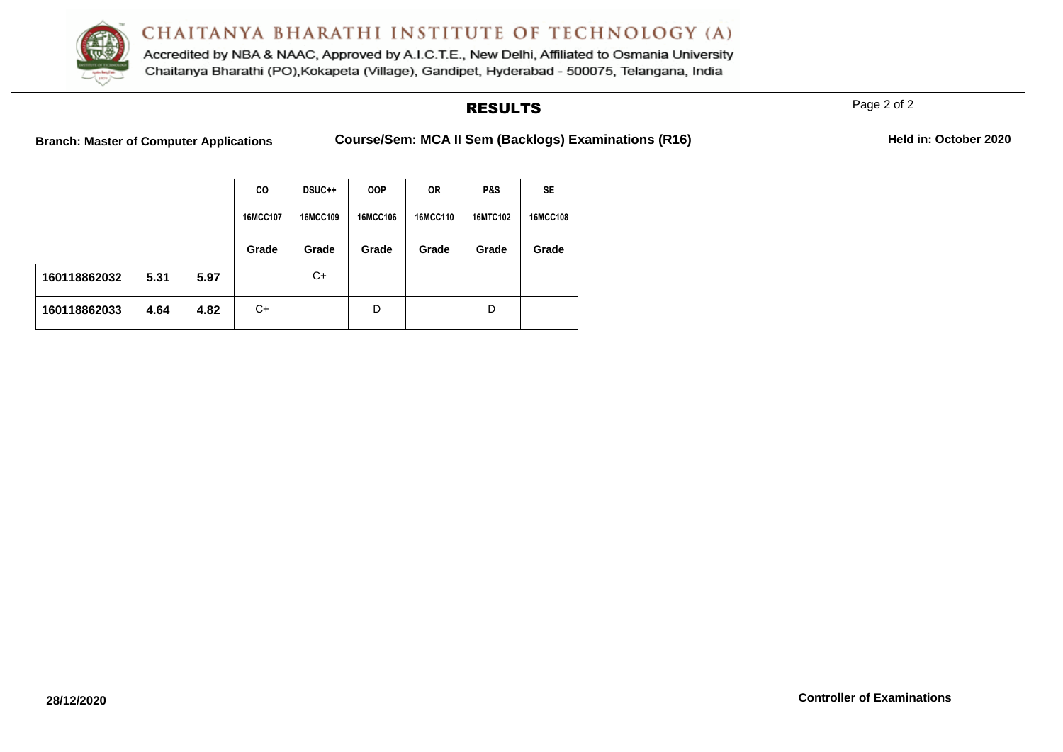# CHAITANYA BHARATHI INSTITUTE OF TECHNOLOGY (A)

Accredited by NBA & NAAC, Approved by A.I.C.T.E., New Delhi, Affiliated to Osmania University
Chaitanya Bharathi (PO),Kokapeta (Village), Gandipet, Hyderabad - 500075, Telangana, India

## RESULTS

**Branch: Master of Computer Applications** **Course/Sem: MCA II Sem (Backlogs) Examinations (R16)** **Held in: October 2020**

| | | | CO | DSUC++ | OOP | OR | P&S | SE |
|---|---|---|---|---|---|---|---|---|
| | | | 16MCC107 | 16MCC109 | 16MCC106 | 16MCC110 | 16MTC102 | 16MCC108 |
| | | | Grade | Grade | Grade | Grade | Grade | Grade |
| 160118862032 | 5.31 | 5.97 | | C+ | | | | |
| 160118862033 | 4.64 | 4.82 | C+ | | D | | D | |

28/12/2020

Controller of Examinations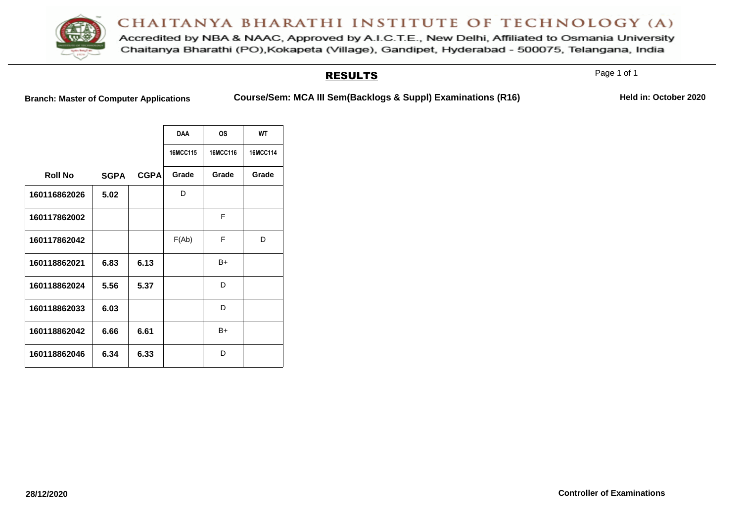# CHAITANYA BHARATHI INSTITUTE OF TECHNOLOGY (A)

Accredited by NBA & NAAC, Approved by A.I.C.T.E., New Delhi, Affiliated to Osmania University
Chaitanya Bharathi (PO),Kokapeta (Village), Gandipet, Hyderabad - 500075, Telangana, India

## RESULTS

**Branch: Master of Computer Applications** **Course/Sem: MCA III Sem(Backlogs & Suppl) Examinations (R16)** **Held in: October 2020**

| | | | DAA | OS | WT |
|---|---|---|---|---|---|
| | | | 16MCC115 | 16MCC116 | 16MCC114 |
| **Roll No** | **SGPA** | **CGPA** | **Grade** | **Grade** | **Grade** |
| 160116862026 | 5.02 | | D | | |
| 160117862002 | | | | F | |
| 160117862042 | | | F(Ab) | F | D |
| 160118862021 | 6.83 | 6.13 | | B+ | |
| 160118862024 | 5.56 | 5.37 | | D | |
| 160118862033 | 6.03 | | | D | |
| 160118862042 | 6.66 | 6.61 | | B+ | |
| 160118862046 | 6.34 | 6.33 | | D | |

**28/12/2020** **Controller of Examinations**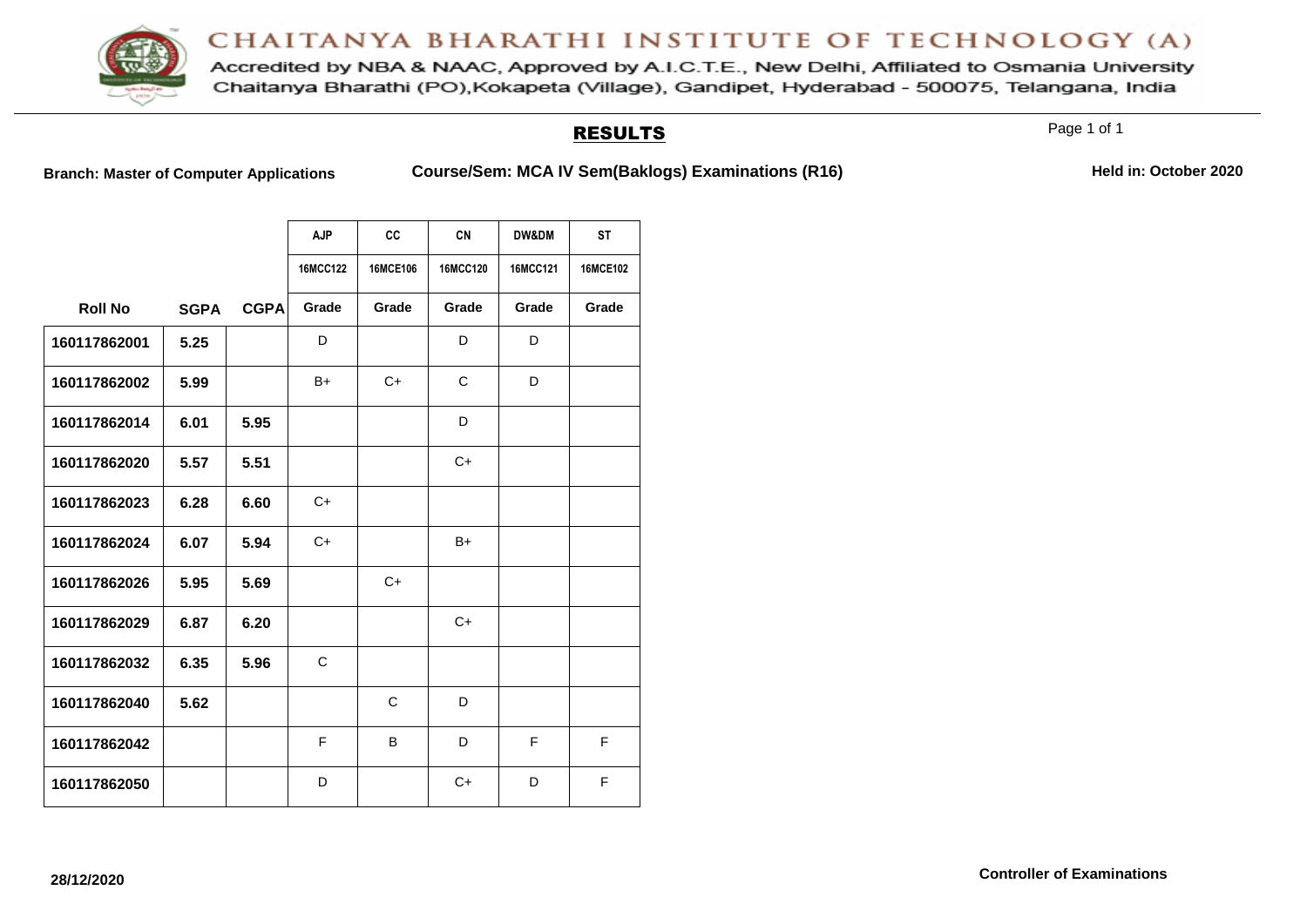# CHAITANYA BHARATHI INSTITUTE OF TECHNOLOGY (A)

Accredited by NBA & NAAC, Approved by A.I.C.T.E., New Delhi, Affiliated to Osmania University
Chaitanya Bharathi (PO),Kokapeta (Village), Gandipet, Hyderabad - 500075, Telangana, India

## RESULTS

**Branch: Master of Computer Applications** **Course/Sem: MCA IV Sem(Baklogs) Examinations (R16)** **Held in: October 2020**

| | | | AJP | CC | CN | DW&DM | ST |
|---|---|---|---|---|---|---|---|
| | | | 16MCC122 | 16MCE106 | 16MCC120 | 16MCC121 | 16MCE102 |
| **Roll No** | **SGPA** | **CGPA** | **Grade** | **Grade** | **Grade** | **Grade** | **Grade** |
| 160117862001 | 5.25 | | D | | D | D | |
| 160117862002 | 5.99 | | B+ | C+ | C | D | |
| 160117862014 | 6.01 | 5.95 | | | D | | |
| 160117862020 | 5.57 | 5.51 | | | C+ | | |
| 160117862023 | 6.28 | 6.60 | C+ | | | | |
| 160117862024 | 6.07 | 5.94 | C+ | | B+ | | |
| 160117862026 | 5.95 | 5.69 | | C+ | | | |
| 160117862029 | 6.87 | 6.20 | | | C+ | | |
| 160117862032 | 6.35 | 5.96 | C | | | | |
| 160117862040 | 5.62 | | | C | D | | |
| 160117862042 | | | F | B | D | F | F |
| 160117862050 | | | D | | C+ | D | F |

28/12/2020

**Controller of Examinations**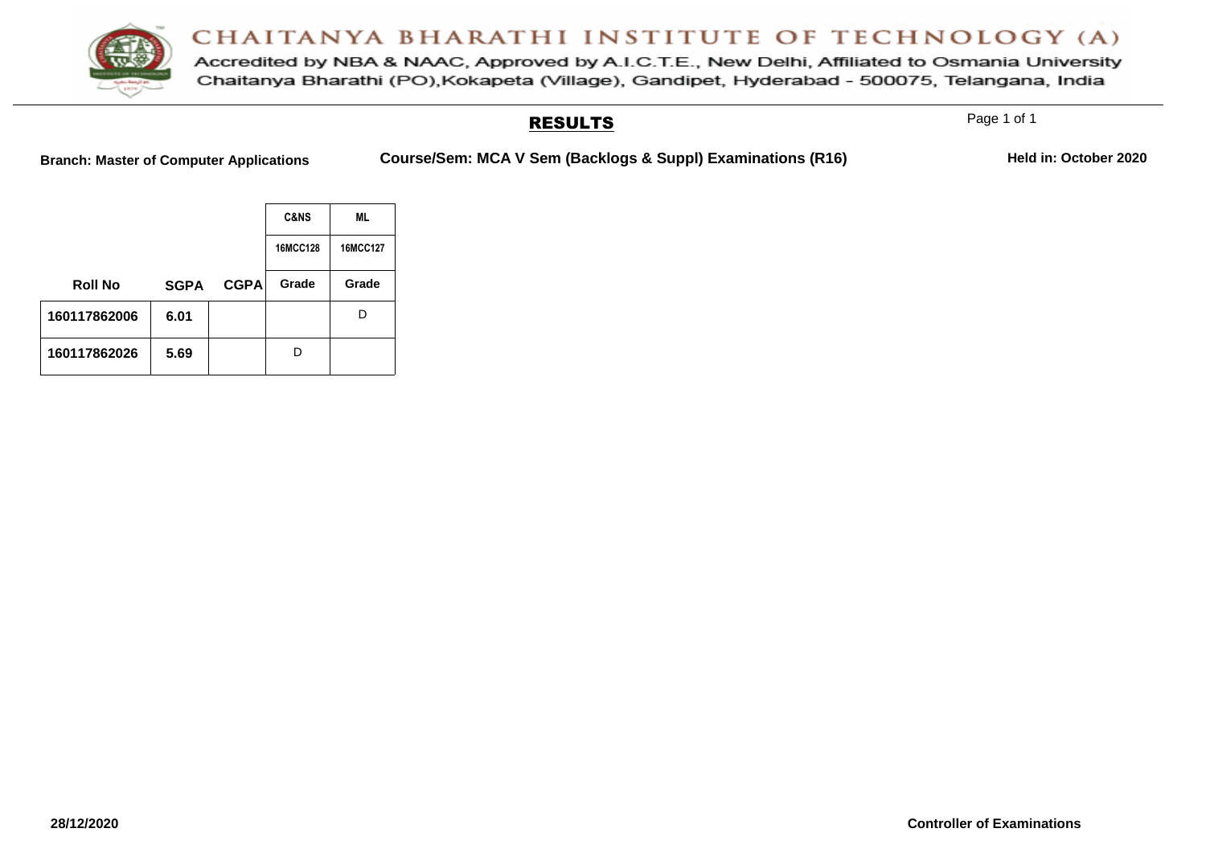# CHAITANYA BHARATHI INSTITUTE OF TECHNOLOGY (A)

Accredited by NBA & NAAC, Approved by A.I.C.T.E., New Delhi, Affiliated to Osmania University
Chaitanya Bharathi (PO),Kokapeta (Village), Gandipet, Hyderabad - 500075, Telangana, India

## RESULTS

**Branch: Master of Computer Applications** **Course/Sem: MCA V Sem (Backlogs & Suppl) Examinations (R16)** **Held in: October 2020**

| | | | C&NS | ML |
|---|---|---|---|---|
| | | | 16MCC128 | 16MCC127 |
| **Roll No** | **SGPA** | **CGPA** | **Grade** | **Grade** |
| **160117862006** | **6.01** | | | D |
| **160117862026** | **5.69** | | D | |

**28/12/2020** **Controller of Examinations**